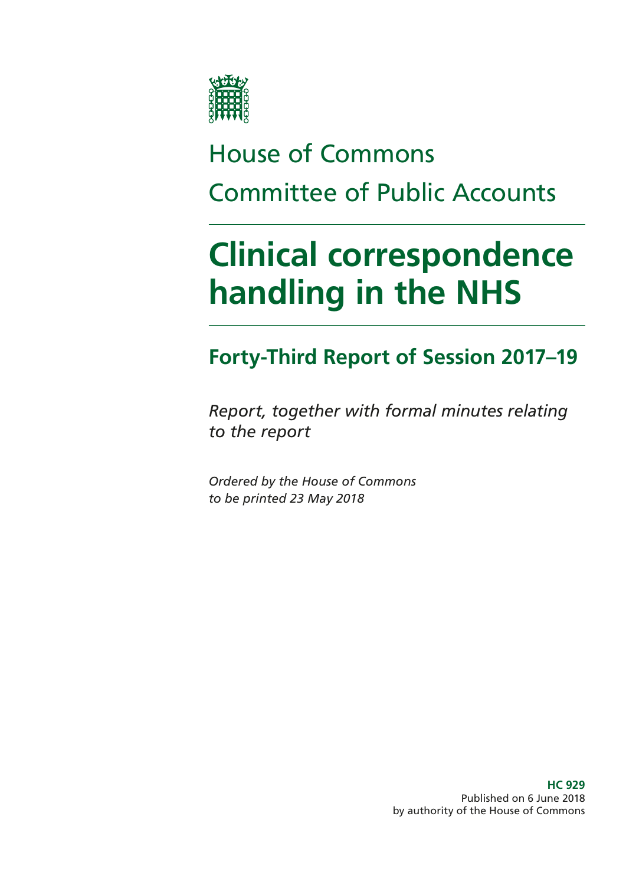# House of Commons

# Committee of Public Accounts

# Clinical correspondence handling in the NHS

## Forty-Third Report of Session 2017–19

*Report, together with formal minutes relating to the report*

*Ordered by the House of Commons to be printed 23 May 2018*

**HC 929**
Published on 6 June 2018
by authority of the House of Commons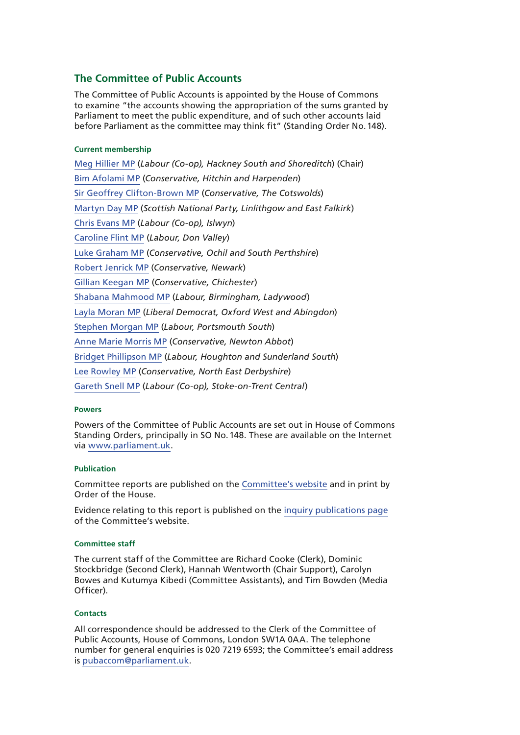## The Committee of Public Accounts

The Committee of Public Accounts is appointed by the House of Commons to examine "the accounts showing the appropriation of the sums granted by Parliament to meet the public expenditure, and of such other accounts laid before Parliament as the committee may think fit" (Standing Order No. 148).

#### Current membership

Meg Hillier MP (*Labour (Co-op), Hackney South and Shoreditch*) (Chair)

Bim Afolami MP (*Conservative, Hitchin and Harpenden*)

Sir Geoffrey Clifton-Brown MP (*Conservative, The Cotswolds*)

Martyn Day MP (*Scottish National Party, Linlithgow and East Falkirk*)

Chris Evans MP (*Labour (Co-op), Islwyn*)

Caroline Flint MP (*Labour, Don Valley*)

Luke Graham MP (*Conservative, Ochil and South Perthshire*)

Robert Jenrick MP (*Conservative, Newark*)

Gillian Keegan MP (*Conservative, Chichester*)

Shabana Mahmood MP (*Labour, Birmingham, Ladywood*)

Layla Moran MP (*Liberal Democrat, Oxford West and Abingdon*)

Stephen Morgan MP (*Labour, Portsmouth South*)

Anne Marie Morris MP (*Conservative, Newton Abbot*)

Bridget Phillipson MP (*Labour, Houghton and Sunderland South*)

Lee Rowley MP (*Conservative, North East Derbyshire*)

Gareth Snell MP (*Labour (Co-op), Stoke-on-Trent Central*)

#### Powers

Powers of the Committee of Public Accounts are set out in House of Commons Standing Orders, principally in SO No. 148. These are available on the Internet via www.parliament.uk.

#### Publication

Committee reports are published on the Committee's website and in print by Order of the House.

Evidence relating to this report is published on the inquiry publications page of the Committee's website.

#### Committee staff

The current staff of the Committee are Richard Cooke (Clerk), Dominic Stockbridge (Second Clerk), Hannah Wentworth (Chair Support), Carolyn Bowes and Kutumya Kibedi (Committee Assistants), and Tim Bowden (Media Officer).

#### Contacts

All correspondence should be addressed to the Clerk of the Committee of Public Accounts, House of Commons, London SW1A 0AA. The telephone number for general enquiries is 020 7219 6593; the Committee's email address is pubaccom@parliament.uk.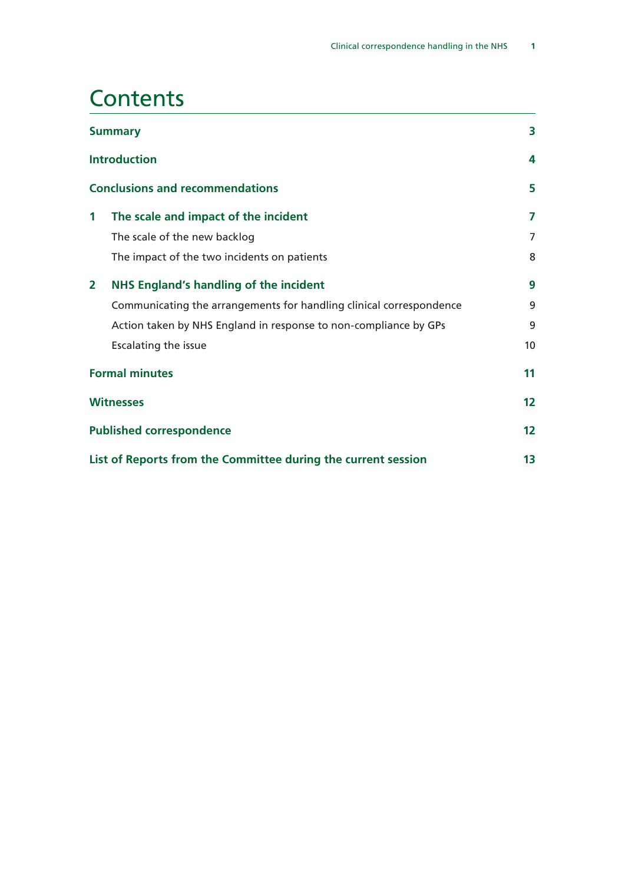# Contents

| | | |
|---|---|---|
| **Summary** | | **3** |
| **Introduction** | | **4** |
| **Conclusions and recommendations** | | **5** |
| **1** | **The scale and impact of the incident** | **7** |
| | The scale of the new backlog | 7 |
| | The impact of the two incidents on patients | 8 |
| **2** | **NHS England's handling of the incident** | **9** |
| | Communicating the arrangements for handling clinical correspondence | 9 |
| | Action taken by NHS England in response to non-compliance by GPs | 9 |
| | Escalating the issue | 10 |
| **Formal minutes** | | **11** |
| **Witnesses** | | **12** |
| **Published correspondence** | | **12** |
| **List of Reports from the Committee during the current session** | | **13** |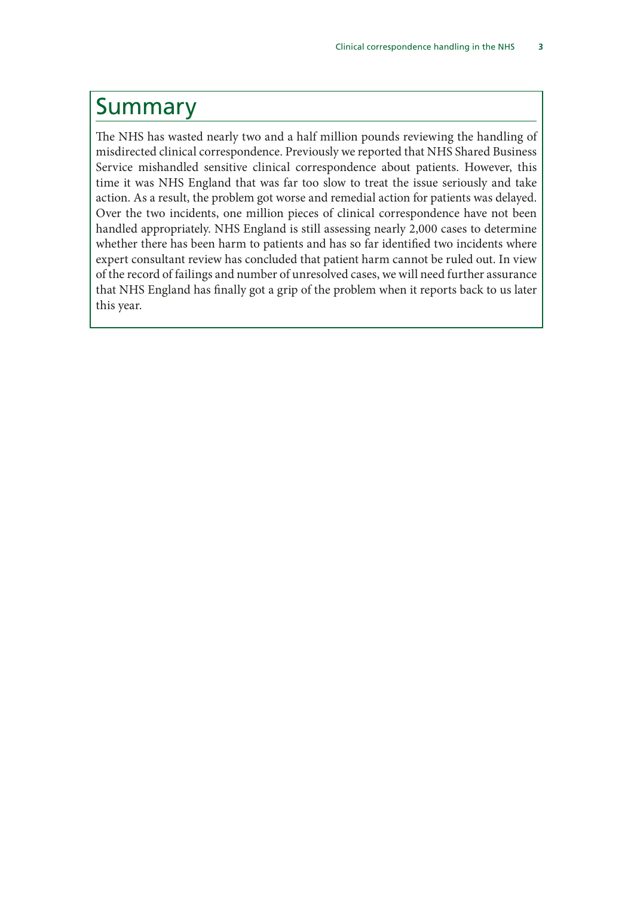# Summary

The NHS has wasted nearly two and a half million pounds reviewing the handling of misdirected clinical correspondence. Previously we reported that NHS Shared Business Service mishandled sensitive clinical correspondence about patients. However, this time it was NHS England that was far too slow to treat the issue seriously and take action. As a result, the problem got worse and remedial action for patients was delayed. Over the two incidents, one million pieces of clinical correspondence have not been handled appropriately. NHS England is still assessing nearly 2,000 cases to determine whether there has been harm to patients and has so far identified two incidents where expert consultant review has concluded that patient harm cannot be ruled out. In view of the record of failings and number of unresolved cases, we will need further assurance that NHS England has finally got a grip of the problem when it reports back to us later this year.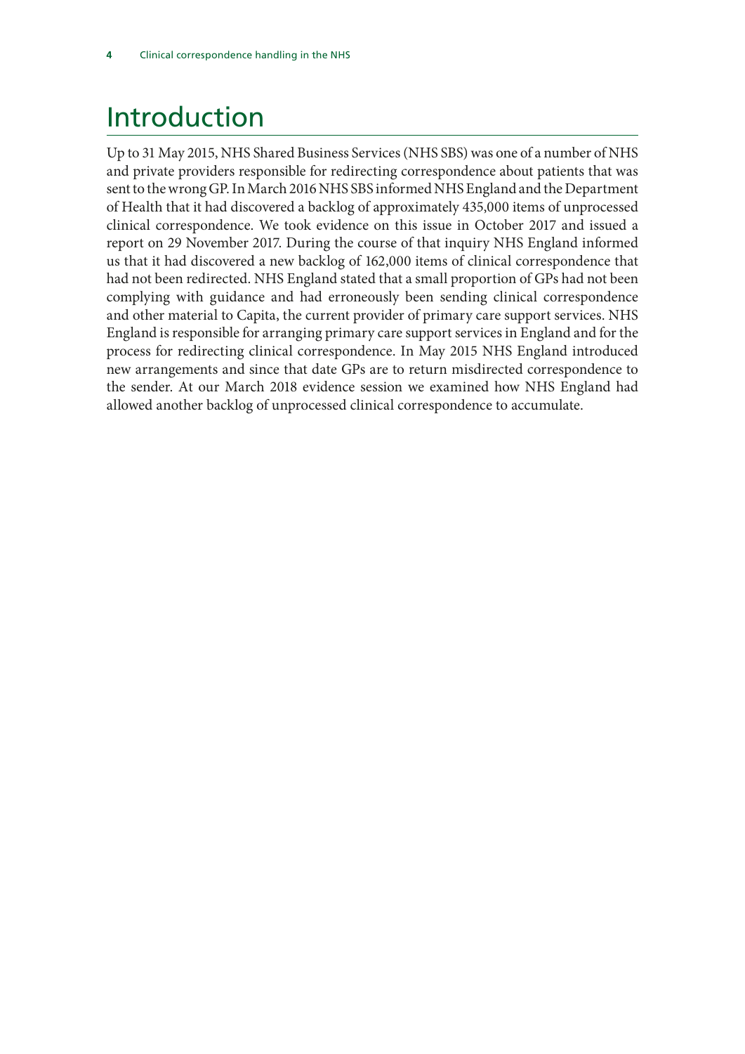# Introduction

Up to 31 May 2015, NHS Shared Business Services (NHS SBS) was one of a number of NHS and private providers responsible for redirecting correspondence about patients that was sent to the wrong GP. In March 2016 NHS SBS informed NHS England and the Department of Health that it had discovered a backlog of approximately 435,000 items of unprocessed clinical correspondence. We took evidence on this issue in October 2017 and issued a report on 29 November 2017. During the course of that inquiry NHS England informed us that it had discovered a new backlog of 162,000 items of clinical correspondence that had not been redirected. NHS England stated that a small proportion of GPs had not been complying with guidance and had erroneously been sending clinical correspondence and other material to Capita, the current provider of primary care support services. NHS England is responsible for arranging primary care support services in England and for the process for redirecting clinical correspondence. In May 2015 NHS England introduced new arrangements and since that date GPs are to return misdirected correspondence to the sender. At our March 2018 evidence session we examined how NHS England had allowed another backlog of unprocessed clinical correspondence to accumulate.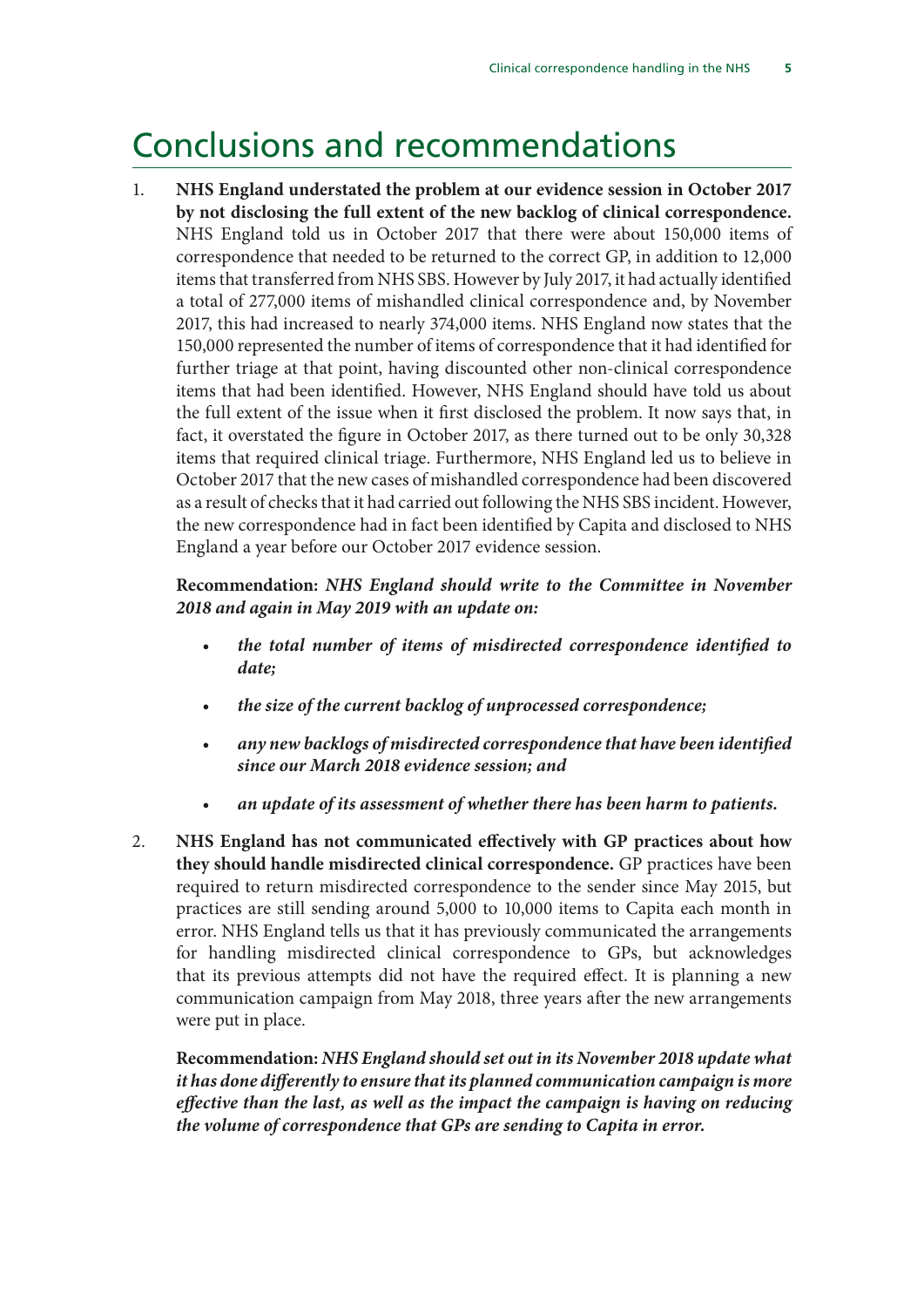# Conclusions and recommendations

1. **NHS England understated the problem at our evidence session in October 2017 by not disclosing the full extent of the new backlog of clinical correspondence.** NHS England told us in October 2017 that there were about 150,000 items of correspondence that needed to be returned to the correct GP, in addition to 12,000 items that transferred from NHS SBS. However by July 2017, it had actually identified a total of 277,000 items of mishandled clinical correspondence and, by November 2017, this had increased to nearly 374,000 items. NHS England now states that the 150,000 represented the number of items of correspondence that it had identified for further triage at that point, having discounted other non-clinical correspondence items that had been identified. However, NHS England should have told us about the full extent of the issue when it first disclosed the problem. It now says that, in fact, it overstated the figure in October 2017, as there turned out to be only 30,328 items that required clinical triage. Furthermore, NHS England led us to believe in October 2017 that the new cases of mishandled correspondence had been discovered as a result of checks that it had carried out following the NHS SBS incident. However, the new correspondence had in fact been identified by Capita and disclosed to NHS England a year before our October 2017 evidence session.

   **Recommendation:** ***NHS England should write to the Committee in November 2018 and again in May 2019 with an update on:***

   - ***the total number of items of misdirected correspondence identified to date;***
   - ***the size of the current backlog of unprocessed correspondence;***
   - ***any new backlogs of misdirected correspondence that have been identified since our March 2018 evidence session; and***
   - ***an update of its assessment of whether there has been harm to patients.***

2. **NHS England has not communicated effectively with GP practices about how they should handle misdirected clinical correspondence.** GP practices have been required to return misdirected correspondence to the sender since May 2015, but practices are still sending around 5,000 to 10,000 items to Capita each month in error. NHS England tells us that it has previously communicated the arrangements for handling misdirected clinical correspondence to GPs, but acknowledges that its previous attempts did not have the required effect. It is planning a new communication campaign from May 2018, three years after the new arrangements were put in place.

   **Recommendation:** ***NHS England should set out in its November 2018 update what it has done differently to ensure that its planned communication campaign is more effective than the last, as well as the impact the campaign is having on reducing the volume of correspondence that GPs are sending to Capita in error.***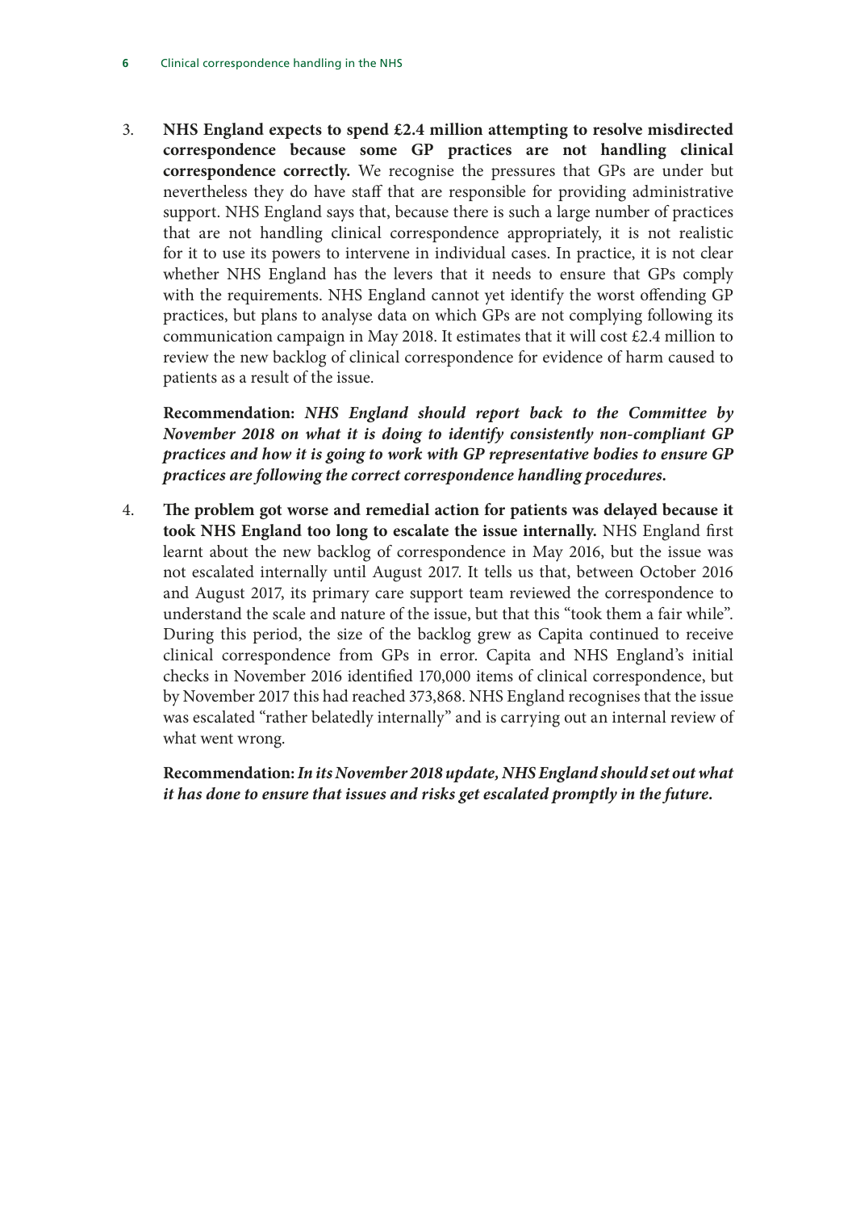3. **NHS England expects to spend £2.4 million attempting to resolve misdirected correspondence because some GP practices are not handling clinical correspondence correctly.** We recognise the pressures that GPs are under but nevertheless they do have staff that are responsible for providing administrative support. NHS England says that, because there is such a large number of practices that are not handling clinical correspondence appropriately, it is not realistic for it to use its powers to intervene in individual cases. In practice, it is not clear whether NHS England has the levers that it needs to ensure that GPs comply with the requirements. NHS England cannot yet identify the worst offending GP practices, but plans to analyse data on which GPs are not complying following its communication campaign in May 2018. It estimates that it will cost £2.4 million to review the new backlog of clinical correspondence for evidence of harm caused to patients as a result of the issue.

   **Recommendation:** ***NHS England should report back to the Committee by November 2018 on what it is doing to identify consistently non-compliant GP practices and how it is going to work with GP representative bodies to ensure GP practices are following the correct correspondence handling procedures.***

4. **The problem got worse and remedial action for patients was delayed because it took NHS England too long to escalate the issue internally.** NHS England first learnt about the new backlog of correspondence in May 2016, but the issue was not escalated internally until August 2017. It tells us that, between October 2016 and August 2017, its primary care support team reviewed the correspondence to understand the scale and nature of the issue, but that this "took them a fair while". During this period, the size of the backlog grew as Capita continued to receive clinical correspondence from GPs in error. Capita and NHS England's initial checks in November 2016 identified 170,000 items of clinical correspondence, but by November 2017 this had reached 373,868. NHS England recognises that the issue was escalated "rather belatedly internally" and is carrying out an internal review of what went wrong.

   **Recommendation:** ***In its November 2018 update, NHS England should set out what it has done to ensure that issues and risks get escalated promptly in the future.***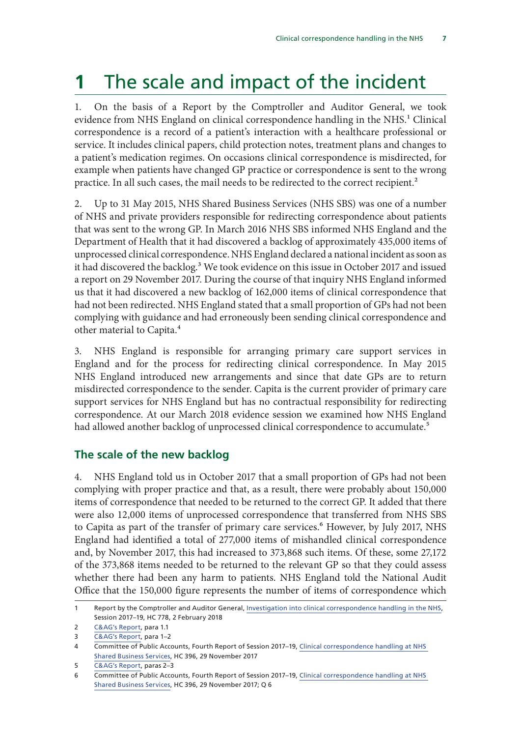# 1 The scale and impact of the incident

1. On the basis of a Report by the Comptroller and Auditor General, we took evidence from NHS England on clinical correspondence handling in the NHS.[1] Clinical correspondence is a record of a patient's interaction with a healthcare professional or service. It includes clinical papers, child protection notes, treatment plans and changes to a patient's medication regimes. On occasions clinical correspondence is misdirected, for example when patients have changed GP practice or correspondence is sent to the wrong practice. In all such cases, the mail needs to be redirected to the correct recipient.[2]

2. Up to 31 May 2015, NHS Shared Business Services (NHS SBS) was one of a number of NHS and private providers responsible for redirecting correspondence about patients that was sent to the wrong GP. In March 2016 NHS SBS informed NHS England and the Department of Health that it had discovered a backlog of approximately 435,000 items of unprocessed clinical correspondence. NHS England declared a national incident as soon as it had discovered the backlog.[3] We took evidence on this issue in October 2017 and issued a report on 29 November 2017. During the course of that inquiry NHS England informed us that it had discovered a new backlog of 162,000 items of clinical correspondence that had not been redirected. NHS England stated that a small proportion of GPs had not been complying with guidance and had erroneously been sending clinical correspondence and other material to Capita.[4]

3. NHS England is responsible for arranging primary care support services in England and for the process for redirecting clinical correspondence. In May 2015 NHS England introduced new arrangements and since that date GPs are to return misdirected correspondence to the sender. Capita is the current provider of primary care support services for NHS England but has no contractual responsibility for redirecting correspondence. At our March 2018 evidence session we examined how NHS England had allowed another backlog of unprocessed clinical correspondence to accumulate.[5]

## The scale of the new backlog

4. NHS England told us in October 2017 that a small proportion of GPs had not been complying with proper practice and that, as a result, there were probably about 150,000 items of correspondence that needed to be returned to the correct GP. It added that there were also 12,000 items of unprocessed correspondence that transferred from NHS SBS to Capita as part of the transfer of primary care services.[6] However, by July 2017, NHS England had identified a total of 277,000 items of mishandled clinical correspondence and, by November 2017, this had increased to 373,868 such items. Of these, some 27,172 of the 373,868 items needed to be returned to the relevant GP so that they could assess whether there had been any harm to patients. NHS England told the National Audit Office that the 150,000 figure represents the number of items of correspondence which

---

1 Report by the Comptroller and Auditor General, Investigation into clinical correspondence handling in the NHS, Session 2017–19, HC 778, 2 February 2018

2 C&AG's Report, para 1.1

3 C&AG's Report, para 1–2

4 Committee of Public Accounts, Fourth Report of Session 2017–19, Clinical correspondence handling at NHS Shared Business Services, HC 396, 29 November 2017

5 C&AG's Report, paras 2–3

6 Committee of Public Accounts, Fourth Report of Session 2017–19, Clinical correspondence handling at NHS Shared Business Services, HC 396, 29 November 2017; Q 6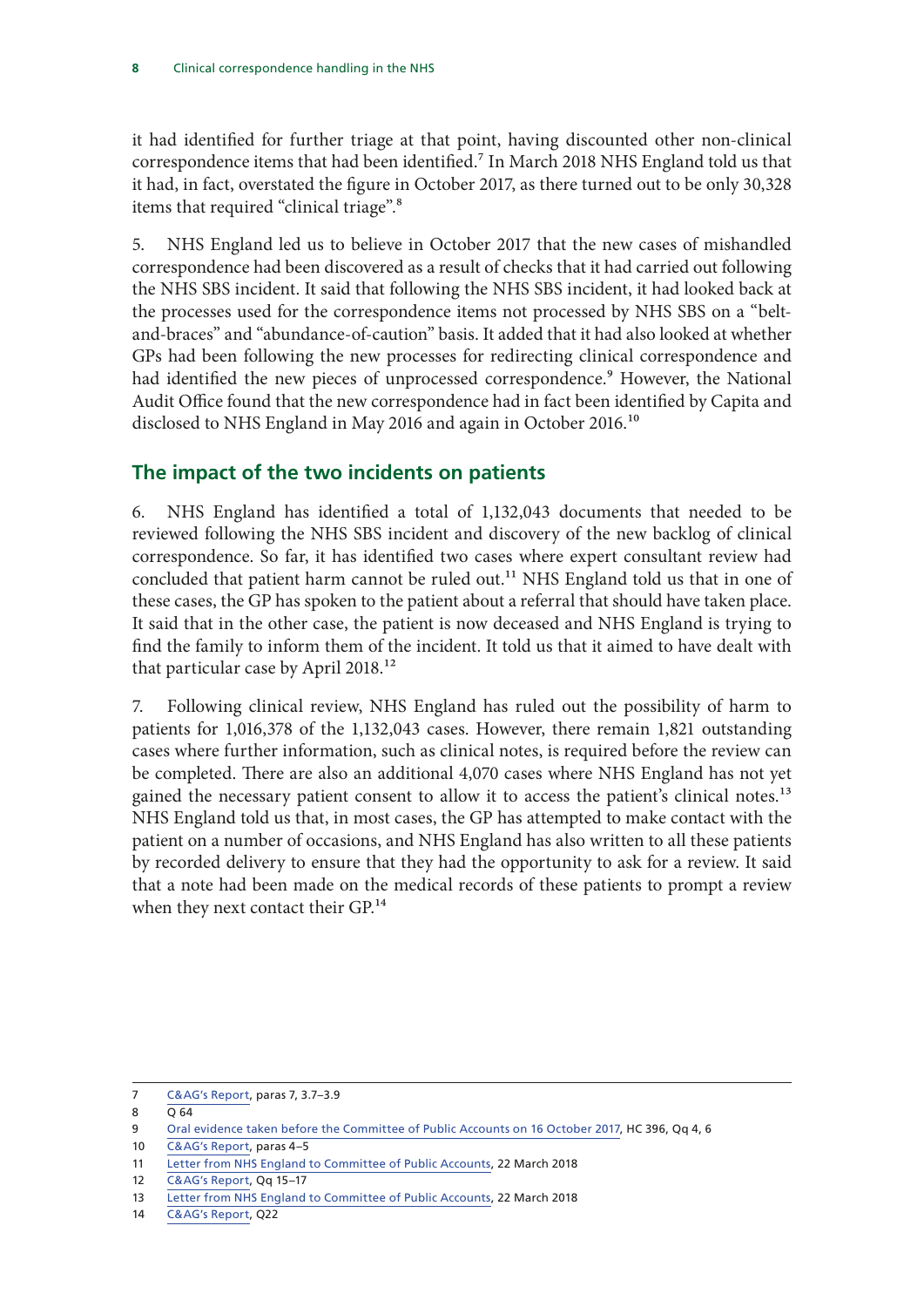it had identified for further triage at that point, having discounted other non-clinical correspondence items that had been identified.[7] In March 2018 NHS England told us that it had, in fact, overstated the figure in October 2017, as there turned out to be only 30,328 items that required "clinical triage".[8]

5. NHS England led us to believe in October 2017 that the new cases of mishandled correspondence had been discovered as a result of checks that it had carried out following the NHS SBS incident. It said that following the NHS SBS incident, it had looked back at the processes used for the correspondence items not processed by NHS SBS on a "belt-and-braces" and "abundance-of-caution" basis. It added that it had also looked at whether GPs had been following the new processes for redirecting clinical correspondence and had identified the new pieces of unprocessed correspondence.[9] However, the National Audit Office found that the new correspondence had in fact been identified by Capita and disclosed to NHS England in May 2016 and again in October 2016.[10]

## The impact of the two incidents on patients

6. NHS England has identified a total of 1,132,043 documents that needed to be reviewed following the NHS SBS incident and discovery of the new backlog of clinical correspondence. So far, it has identified two cases where expert consultant review had concluded that patient harm cannot be ruled out.[11] NHS England told us that in one of these cases, the GP has spoken to the patient about a referral that should have taken place. It said that in the other case, the patient is now deceased and NHS England is trying to find the family to inform them of the incident. It told us that it aimed to have dealt with that particular case by April 2018.[12]

7. Following clinical review, NHS England has ruled out the possibility of harm to patients for 1,016,378 of the 1,132,043 cases. However, there remain 1,821 outstanding cases where further information, such as clinical notes, is required before the review can be completed. There are also an additional 4,070 cases where NHS England has not yet gained the necessary patient consent to allow it to access the patient's clinical notes.[13] NHS England told us that, in most cases, the GP has attempted to make contact with the patient on a number of occasions, and NHS England has also written to all these patients by recorded delivery to ensure that they had the opportunity to ask for a review. It said that a note had been made on the medical records of these patients to prompt a review when they next contact their GP.[14]

---

7 C&AG's Report, paras 7, 3.7–3.9

8 Q 64

9 Oral evidence taken before the Committee of Public Accounts on 16 October 2017, HC 396, Qq 4, 6

10 C&AG's Report, paras 4–5

11 Letter from NHS England to Committee of Public Accounts, 22 March 2018

12 C&AG's Report, Qq 15–17

13 Letter from NHS England to Committee of Public Accounts, 22 March 2018

14 C&AG's Report, Q22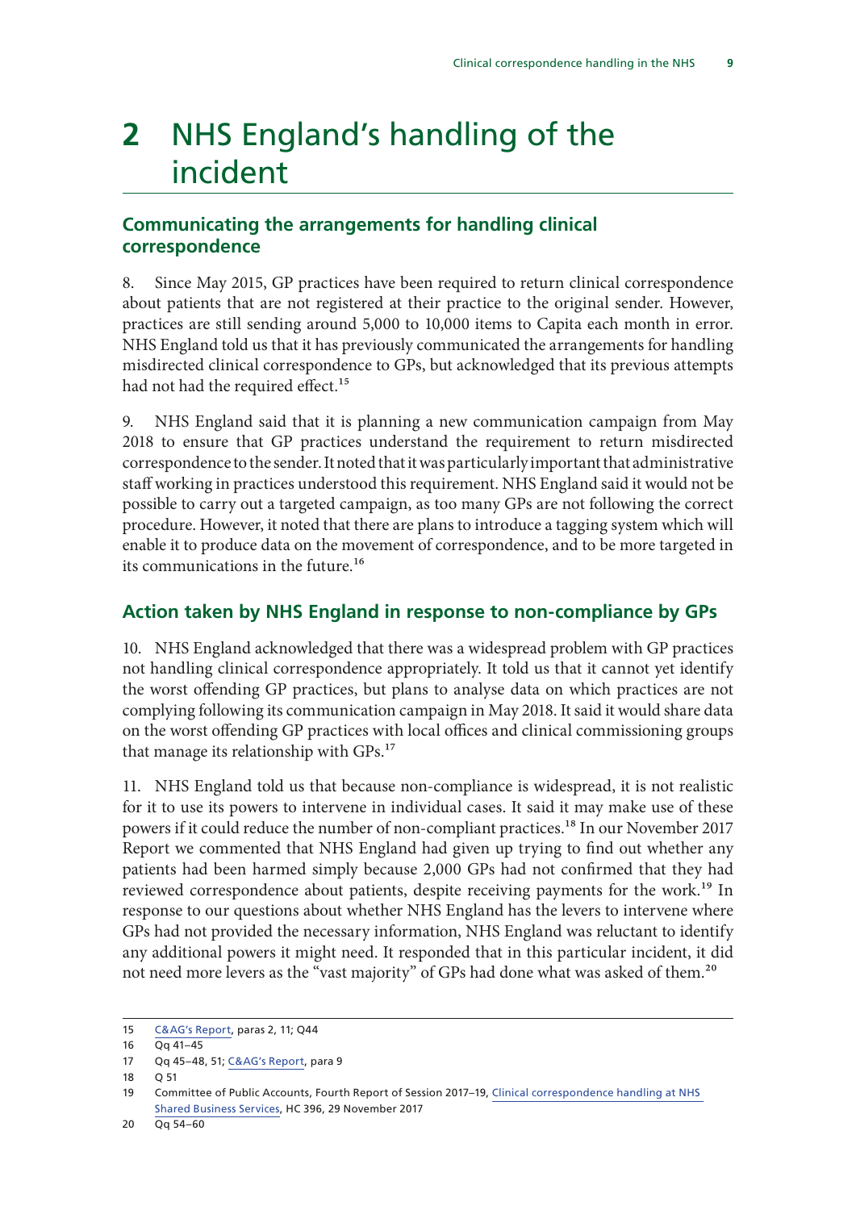# 2 NHS England's handling of the incident

## Communicating the arrangements for handling clinical correspondence

8. Since May 2015, GP practices have been required to return clinical correspondence about patients that are not registered at their practice to the original sender. However, practices are still sending around 5,000 to 10,000 items to Capita each month in error. NHS England told us that it has previously communicated the arrangements for handling misdirected clinical correspondence to GPs, but acknowledged that its previous attempts had not had the required effect.[15]

9. NHS England said that it is planning a new communication campaign from May 2018 to ensure that GP practices understand the requirement to return misdirected correspondence to the sender. It noted that it was particularly important that administrative staff working in practices understood this requirement. NHS England said it would not be possible to carry out a targeted campaign, as too many GPs are not following the correct procedure. However, it noted that there are plans to introduce a tagging system which will enable it to produce data on the movement of correspondence, and to be more targeted in its communications in the future.[16]

## Action taken by NHS England in response to non-compliance by GPs

10. NHS England acknowledged that there was a widespread problem with GP practices not handling clinical correspondence appropriately. It told us that it cannot yet identify the worst offending GP practices, but plans to analyse data on which practices are not complying following its communication campaign in May 2018. It said it would share data on the worst offending GP practices with local offices and clinical commissioning groups that manage its relationship with GPs.[17]

11. NHS England told us that because non-compliance is widespread, it is not realistic for it to use its powers to intervene in individual cases. It said it may make use of these powers if it could reduce the number of non-compliant practices.[18] In our November 2017 Report we commented that NHS England had given up trying to find out whether any patients had been harmed simply because 2,000 GPs had not confirmed that they had reviewed correspondence about patients, despite receiving payments for the work.[19] In response to our questions about whether NHS England has the levers to intervene where GPs had not provided the necessary information, NHS England was reluctant to identify any additional powers it might need. It responded that in this particular incident, it did not need more levers as the "vast majority" of GPs had done what was asked of them.[20]

---

15 C&AG's Report, paras 2, 11; Q44

16 Qq 41–45

17 Qq 45–48, 51; C&AG's Report, para 9

18 Q 51

19 Committee of Public Accounts, Fourth Report of Session 2017–19, Clinical correspondence handling at NHS Shared Business Services, HC 396, 29 November 2017

20 Qq 54–60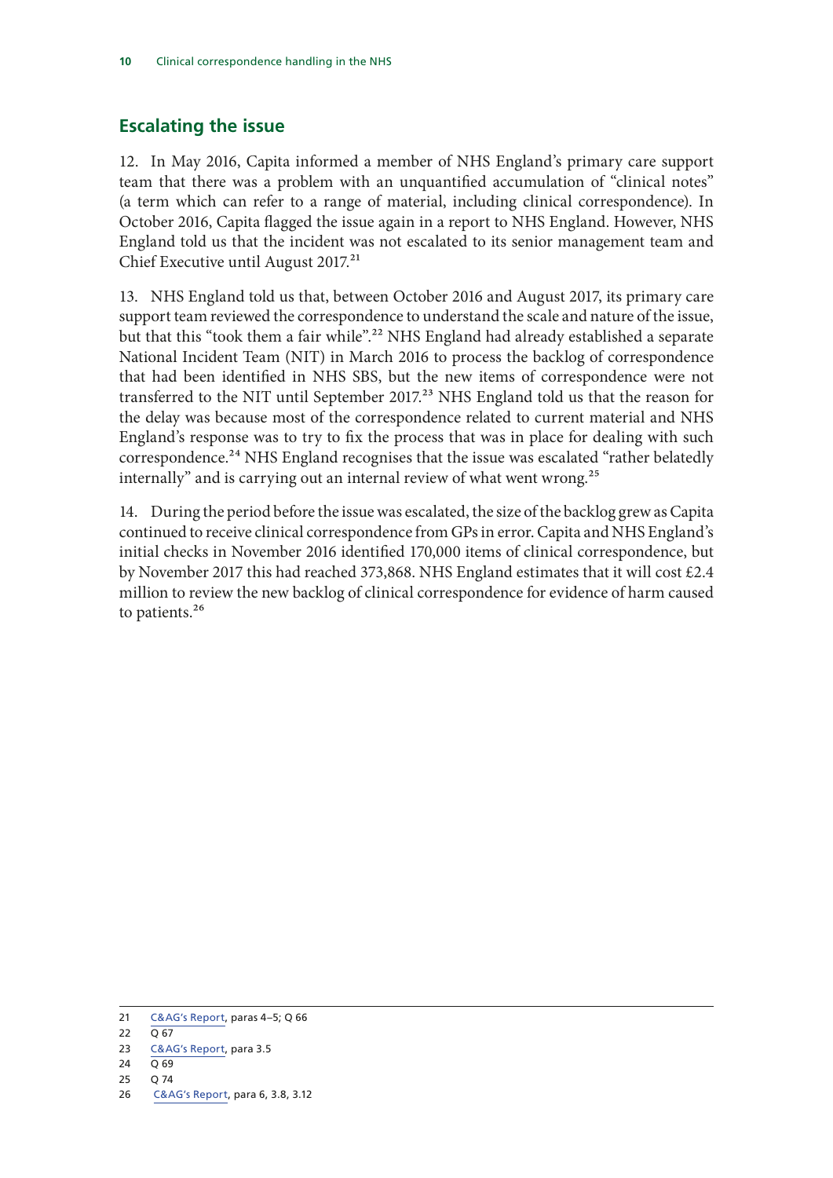## Escalating the issue

12. In May 2016, Capita informed a member of NHS England's primary care support team that there was a problem with an unquantified accumulation of "clinical notes" (a term which can refer to a range of material, including clinical correspondence). In October 2016, Capita flagged the issue again in a report to NHS England. However, NHS England told us that the incident was not escalated to its senior management team and Chief Executive until August 2017.[21]

13. NHS England told us that, between October 2016 and August 2017, its primary care support team reviewed the correspondence to understand the scale and nature of the issue, but that this "took them a fair while".[22] NHS England had already established a separate National Incident Team (NIT) in March 2016 to process the backlog of correspondence that had been identified in NHS SBS, but the new items of correspondence were not transferred to the NIT until September 2017.[23] NHS England told us that the reason for the delay was because most of the correspondence related to current material and NHS England's response was to try to fix the process that was in place for dealing with such correspondence.[24] NHS England recognises that the issue was escalated "rather belatedly internally" and is carrying out an internal review of what went wrong.[25]

14. During the period before the issue was escalated, the size of the backlog grew as Capita continued to receive clinical correspondence from GPs in error. Capita and NHS England's initial checks in November 2016 identified 170,000 items of clinical correspondence, but by November 2017 this had reached 373,868. NHS England estimates that it will cost £2.4 million to review the new backlog of clinical correspondence for evidence of harm caused to patients.[26]

---

21 C&AG's Report, paras 4–5; Q 66

22 Q 67

23 C&AG's Report, para 3.5

24 Q 69

25 Q 74

26 C&AG's Report, para 6, 3.8, 3.12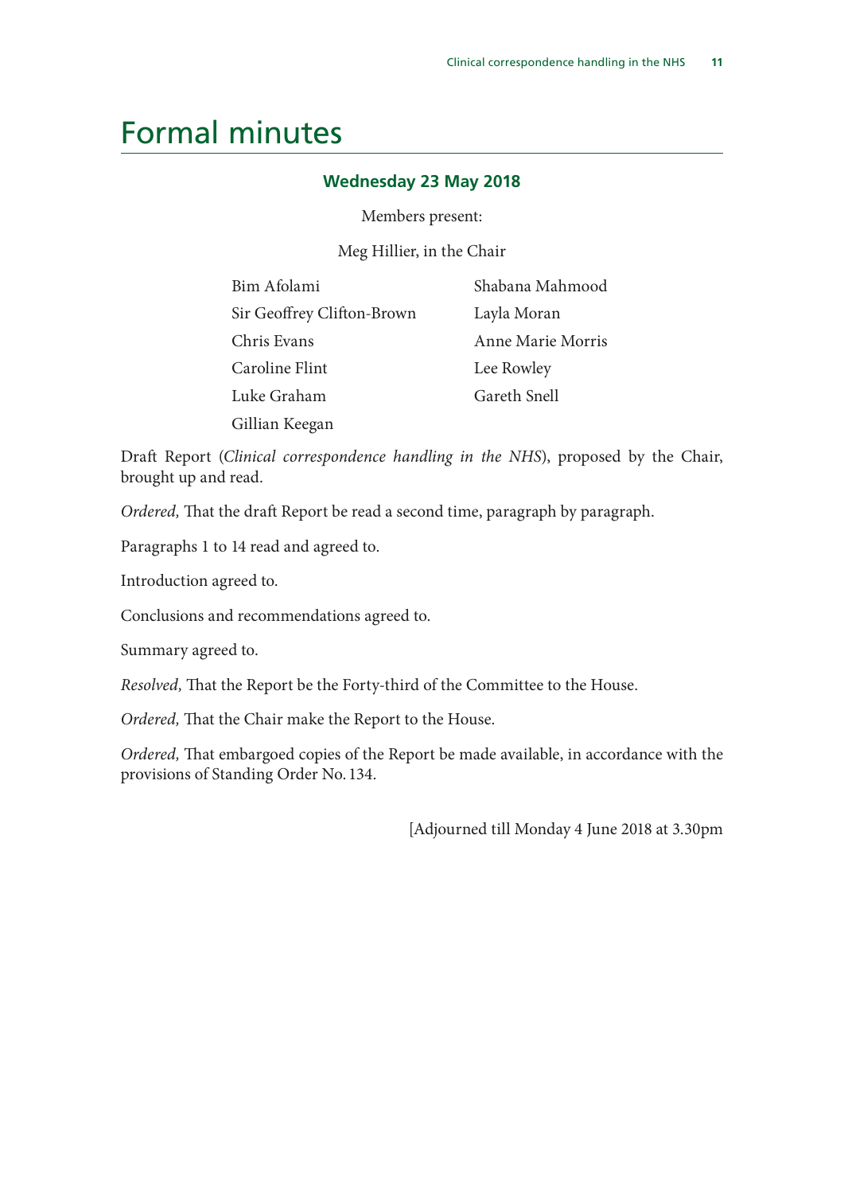# Formal minutes

### Wednesday 23 May 2018

Members present:

Meg Hillier, in the Chair

Bim Afolami
Sir Geoffrey Clifton-Brown
Chris Evans
Caroline Flint
Luke Graham
Gillian Keegan
Shabana Mahmood
Layla Moran
Anne Marie Morris
Lee Rowley
Gareth Snell

Draft Report (*Clinical correspondence handling in the NHS*), proposed by the Chair, brought up and read.

*Ordered,* That the draft Report be read a second time, paragraph by paragraph.

Paragraphs 1 to 14 read and agreed to.

Introduction agreed to.

Conclusions and recommendations agreed to.

Summary agreed to.

*Resolved,* That the Report be the Forty-third of the Committee to the House.

*Ordered,* That the Chair make the Report to the House.

*Ordered,* That embargoed copies of the Report be made available, in accordance with the provisions of Standing Order No. 134.

[Adjourned till Monday 4 June 2018 at 3.30pm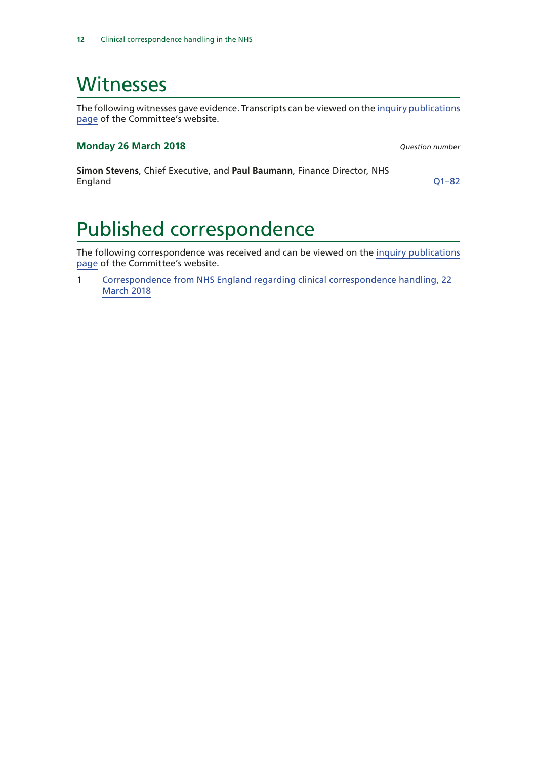# Witnesses

The following witnesses gave evidence. Transcripts can be viewed on the inquiry publications page of the Committee's website.

### Monday 26 March 2018

*Question number*

**Simon Stevens**, Chief Executive, and **Paul Baumann**, Finance Director, NHS England — Q1–82

# Published correspondence

The following correspondence was received and can be viewed on the inquiry publications page of the Committee's website.

1 Correspondence from NHS England regarding clinical correspondence handling, 22 March 2018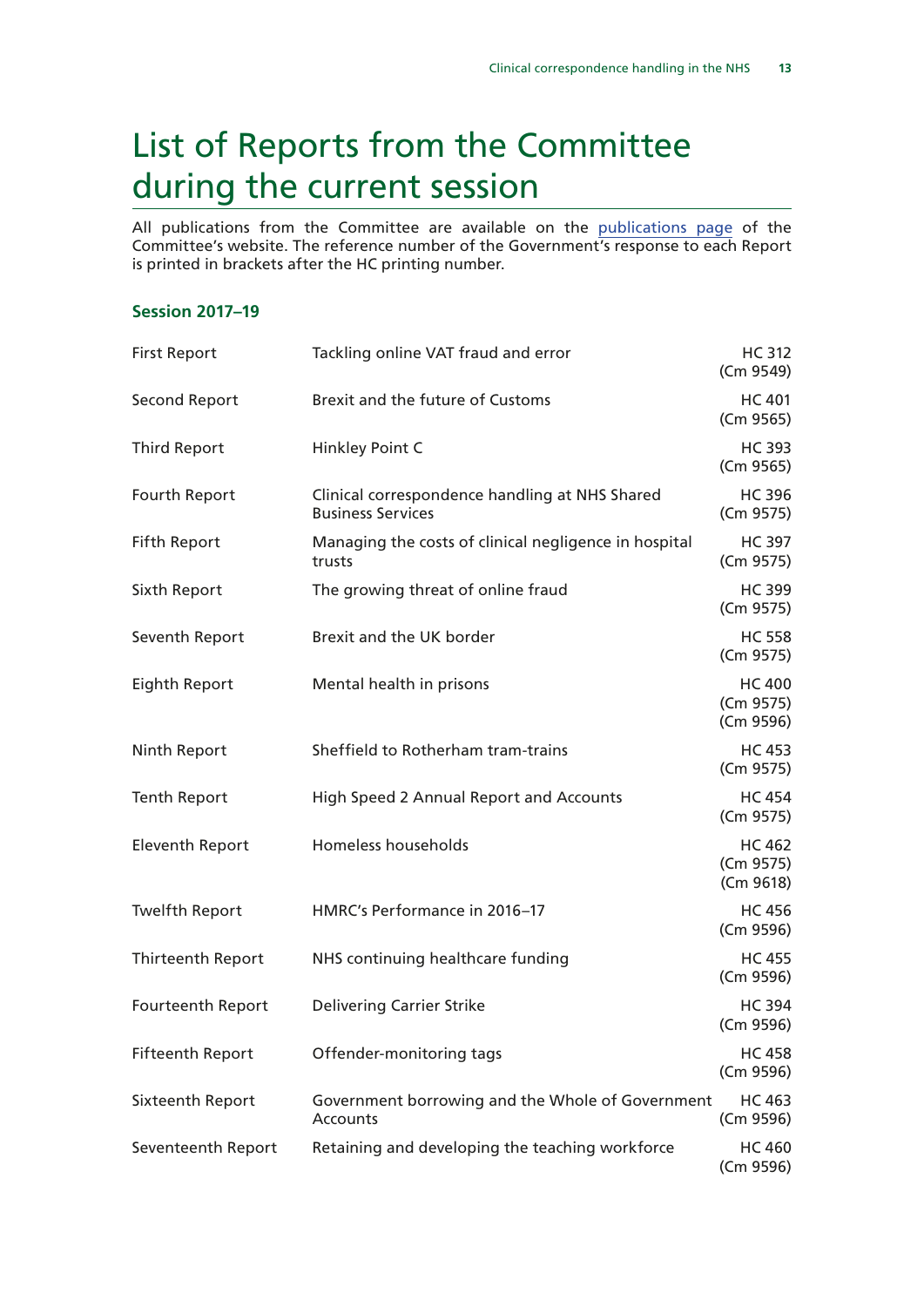# List of Reports from the Committee during the current session

All publications from the Committee are available on the publications page of the Committee's website. The reference number of the Government's response to each Report is printed in brackets after the HC printing number.

### Session 2017–19

| | | |
|---|---|---|
| First Report | Tackling online VAT fraud and error | HC 312 (Cm 9549) |
| Second Report | Brexit and the future of Customs | HC 401 (Cm 9565) |
| Third Report | Hinkley Point C | HC 393 (Cm 9565) |
| Fourth Report | Clinical correspondence handling at NHS Shared Business Services | HC 396 (Cm 9575) |
| Fifth Report | Managing the costs of clinical negligence in hospital trusts | HC 397 (Cm 9575) |
| Sixth Report | The growing threat of online fraud | HC 399 (Cm 9575) |
| Seventh Report | Brexit and the UK border | HC 558 (Cm 9575) |
| Eighth Report | Mental health in prisons | HC 400 (Cm 9575) (Cm 9596) |
| Ninth Report | Sheffield to Rotherham tram-trains | HC 453 (Cm 9575) |
| Tenth Report | High Speed 2 Annual Report and Accounts | HC 454 (Cm 9575) |
| Eleventh Report | Homeless households | HC 462 (Cm 9575) (Cm 9618) |
| Twelfth Report | HMRC's Performance in 2016–17 | HC 456 (Cm 9596) |
| Thirteenth Report | NHS continuing healthcare funding | HC 455 (Cm 9596) |
| Fourteenth Report | Delivering Carrier Strike | HC 394 (Cm 9596) |
| Fifteenth Report | Offender-monitoring tags | HC 458 (Cm 9596) |
| Sixteenth Report | Government borrowing and the Whole of Government Accounts | HC 463 (Cm 9596) |
| Seventeenth Report | Retaining and developing the teaching workforce | HC 460 (Cm 9596) |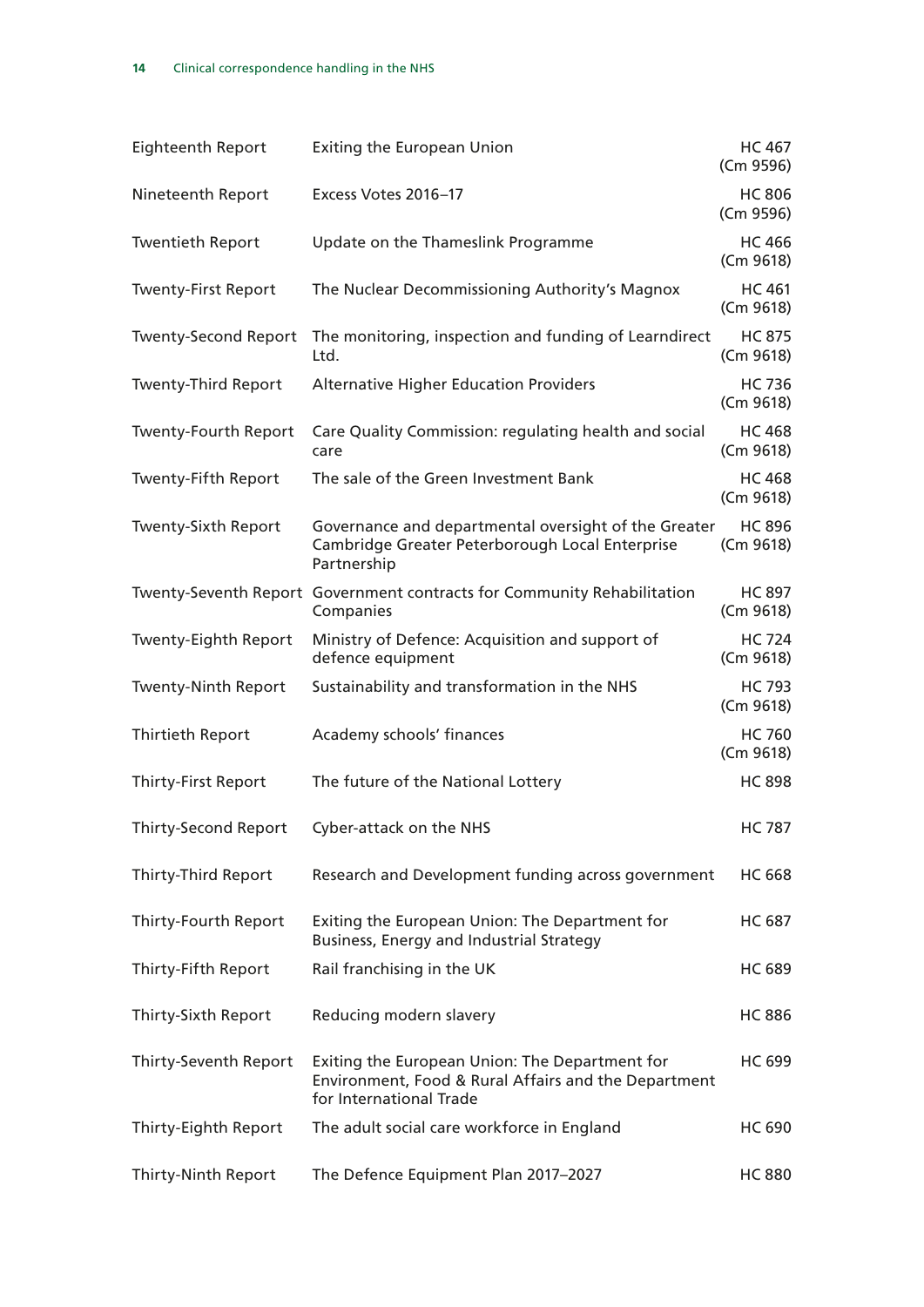| | | |
|---|---|---|
| Eighteenth Report | Exiting the European Union | HC 467 (Cm 9596) |
| Nineteenth Report | Excess Votes 2016–17 | HC 806 (Cm 9596) |
| Twentieth Report | Update on the Thameslink Programme | HC 466 (Cm 9618) |
| Twenty-First Report | The Nuclear Decommissioning Authority's Magnox | HC 461 (Cm 9618) |
| Twenty-Second Report | The monitoring, inspection and funding of Learndirect Ltd. | HC 875 (Cm 9618) |
| Twenty-Third Report | Alternative Higher Education Providers | HC 736 (Cm 9618) |
| Twenty-Fourth Report | Care Quality Commission: regulating health and social care | HC 468 (Cm 9618) |
| Twenty-Fifth Report | The sale of the Green Investment Bank | HC 468 (Cm 9618) |
| Twenty-Sixth Report | Governance and departmental oversight of the Greater Cambridge Greater Peterborough Local Enterprise Partnership | HC 896 (Cm 9618) |
| Twenty-Seventh Report | Government contracts for Community Rehabilitation Companies | HC 897 (Cm 9618) |
| Twenty-Eighth Report | Ministry of Defence: Acquisition and support of defence equipment | HC 724 (Cm 9618) |
| Twenty-Ninth Report | Sustainability and transformation in the NHS | HC 793 (Cm 9618) |
| Thirtieth Report | Academy schools' finances | HC 760 (Cm 9618) |
| Thirty-First Report | The future of the National Lottery | HC 898 |
| Thirty-Second Report | Cyber-attack on the NHS | HC 787 |
| Thirty-Third Report | Research and Development funding across government | HC 668 |
| Thirty-Fourth Report | Exiting the European Union: The Department for Business, Energy and Industrial Strategy | HC 687 |
| Thirty-Fifth Report | Rail franchising in the UK | HC 689 |
| Thirty-Sixth Report | Reducing modern slavery | HC 886 |
| Thirty-Seventh Report | Exiting the European Union: The Department for Environment, Food & Rural Affairs and the Department for International Trade | HC 699 |
| Thirty-Eighth Report | The adult social care workforce in England | HC 690 |
| Thirty-Ninth Report | The Defence Equipment Plan 2017–2027 | HC 880 |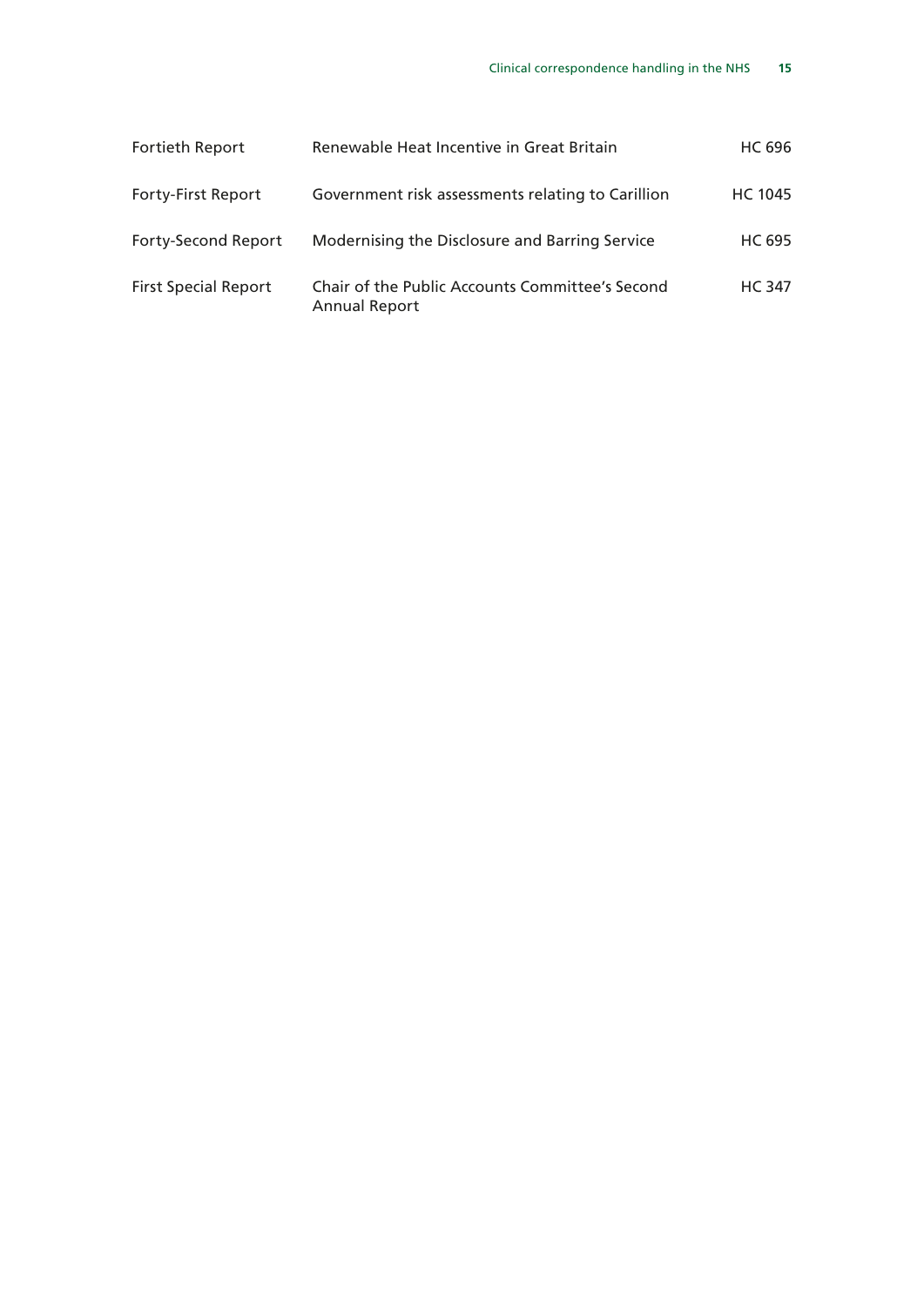| | | |
|---|---|---|
| Fortieth Report | Renewable Heat Incentive in Great Britain | HC 696 |
| Forty-First Report | Government risk assessments relating to Carillion | HC 1045 |
| Forty-Second Report | Modernising the Disclosure and Barring Service | HC 695 |
| First Special Report | Chair of the Public Accounts Committee's Second Annual Report | HC 347 |